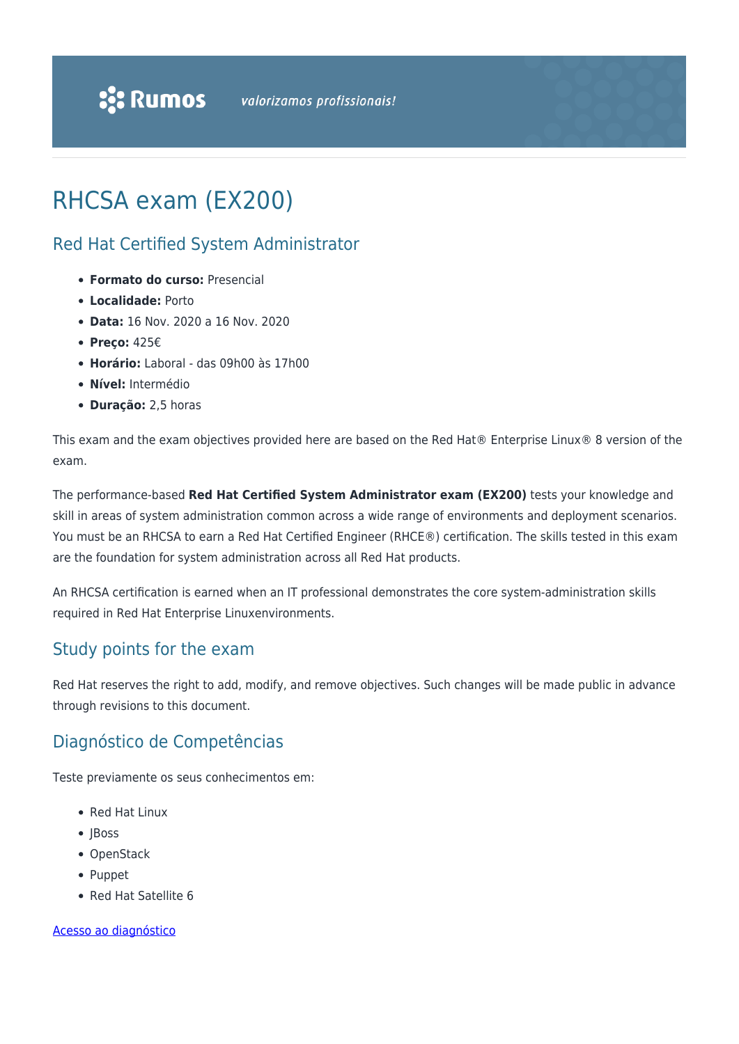# RHCSA exam (EX200)

## Red Hat Certified System Administrator

- **Formato do curso:** Presencial
- **Localidade:** Porto
- **Data:** 16 Nov. 2020 a 16 Nov. 2020
- **Preço:** 425€
- **Horário:** Laboral - das 09h00 às 17h00
- **Nível:** Intermédio
- **Duração:** 2,5 horas

This exam and the exam objectives provided here are based on the Red Hat® Enterprise Linux® 8 version of the exam.

The performance-based **Red Hat Certified System Administrator exam (EX200)** tests your knowledge and skill in areas of system administration common across a wide range of environments and deployment scenarios. You must be an RHCSA to earn a Red Hat Certified Engineer (RHCE®) certification. The skills tested in this exam are the foundation for system administration across all Red Hat products.

An RHCSA certification is earned when an IT professional demonstrates the core system-administration skills required in Red Hat Enterprise Linuxenvironments.

## Study points for the exam

Red Hat reserves the right to add, modify, and remove objectives. Such changes will be made public in advance through revisions to this document.

## Diagnóstico de Competências

Teste previamente os seus conhecimentos em:

- Red Hat Linux
- JBoss
- OpenStack
- Puppet
- Red Hat Satellite 6

Acesso ao diagnóstico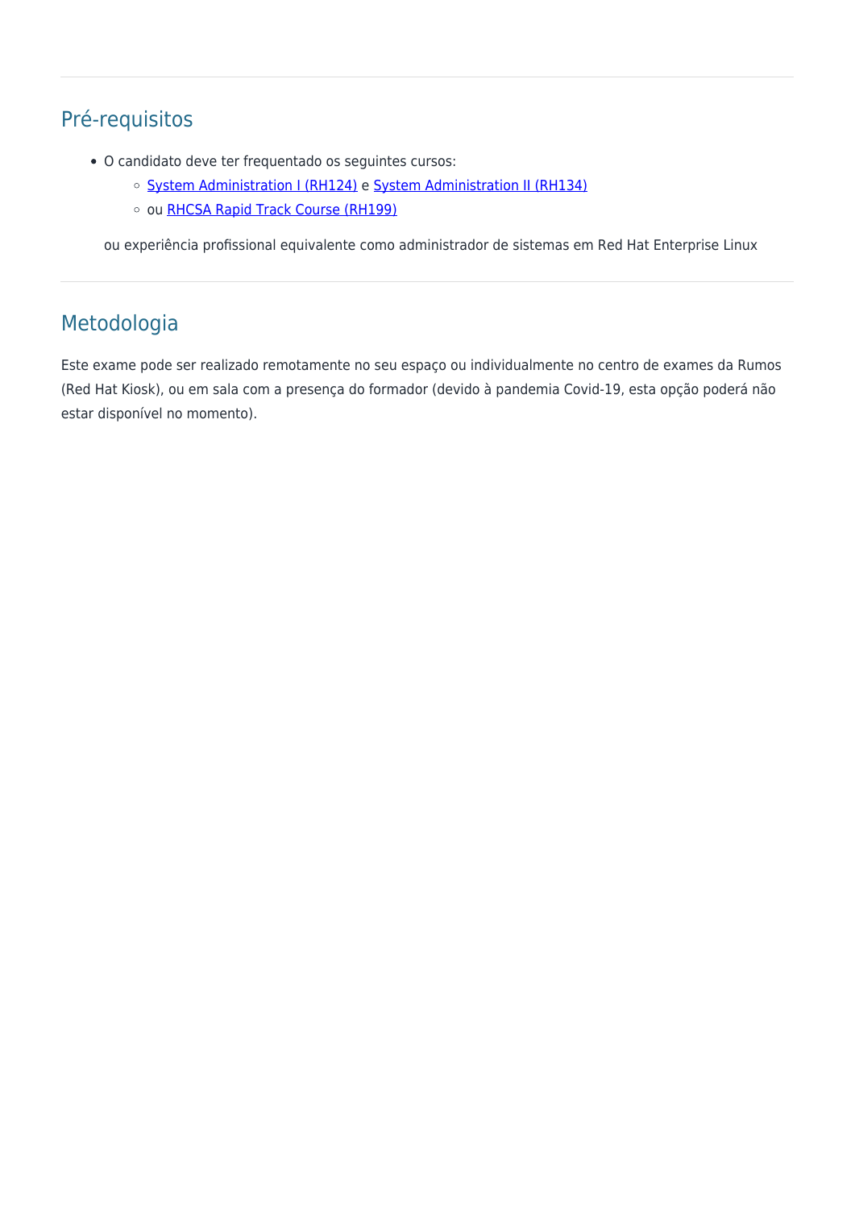## Pré-requisitos

- O candidato deve ter frequentado os seguintes cursos:
  - System Administration I (RH124) e System Administration II (RH134)
  - ou RHCSA Rapid Track Course (RH199)

  ou experiência profissional equivalente como administrador de sistemas em Red Hat Enterprise Linux

## Metodologia

Este exame pode ser realizado remotamente no seu espaço ou individualmente no centro de exames da Rumos (Red Hat Kiosk), ou em sala com a presença do formador (devido à pandemia Covid-19, esta opção poderá não estar disponível no momento).